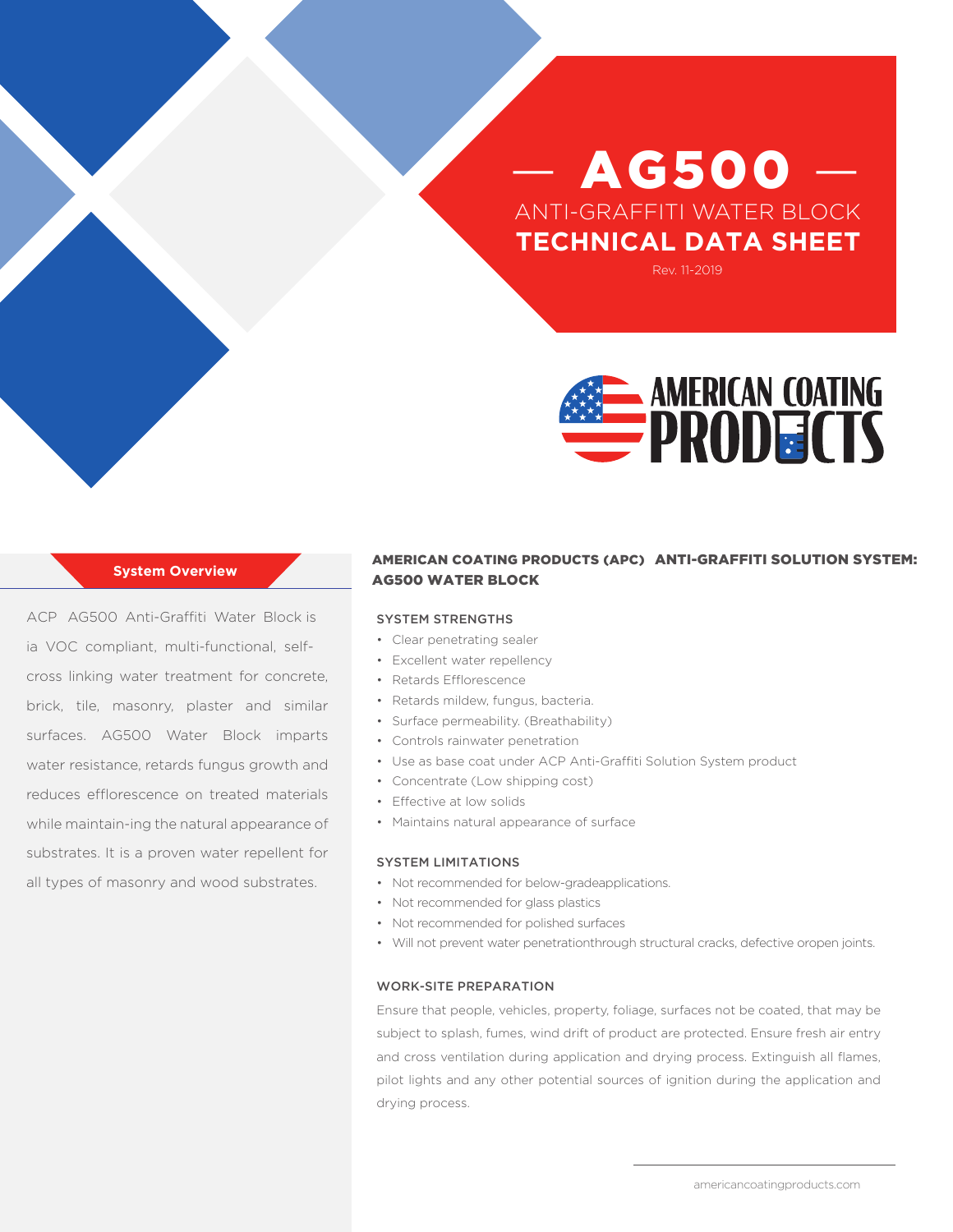# — AG500 —

ANTI-GRAFFITI WATER BLOCK

## TECHNICAL DATA SHEET

Rev. 11-2019

AMERICAN COATING PRODUCTS

### System Overview

ACP AG500 Anti-Graffiti Water Block is ia VOC compliant, multi-functional, self-cross linking water treatment for concrete, brick, tile, masonry, plaster and similar surfaces. AG500 Water Block imparts water resistance, retards fungus growth and reduces efflorescence on treated materials while maintain-ing the natural appearance of substrates. It is a proven water repellent for all types of masonry and wood substrates.

### AMERICAN COATING PRODUCTS (APC) ANTI-GRAFFITI SOLUTION SYSTEM: AG500 WATER BLOCK

#### SYSTEM STRENGTHS

- Clear penetrating sealer
- Excellent water repellency
- Retards Efflorescence
- Retards mildew, fungus, bacteria.
- Surface permeability. (Breathability)
- Controls rainwater penetration
- Use as base coat under ACP Anti-Graffiti Solution System product
- Concentrate (Low shipping cost)
- Effective at low solids
- Maintains natural appearance of surface

#### SYSTEM LIMITATIONS

- Not recommended for below-gradeapplications.
- Not recommended for glass plastics
- Not recommended for polished surfaces
- Will not prevent water penetrationthrough structural cracks, defective oropen joints.

#### WORK-SITE PREPARATION

Ensure that people, vehicles, property, foliage, surfaces not be coated, that may be subject to splash, fumes, wind drift of product are protected. Ensure fresh air entry and cross ventilation during application and drying process. Extinguish all flames, pilot lights and any other potential sources of ignition during the application and drying process.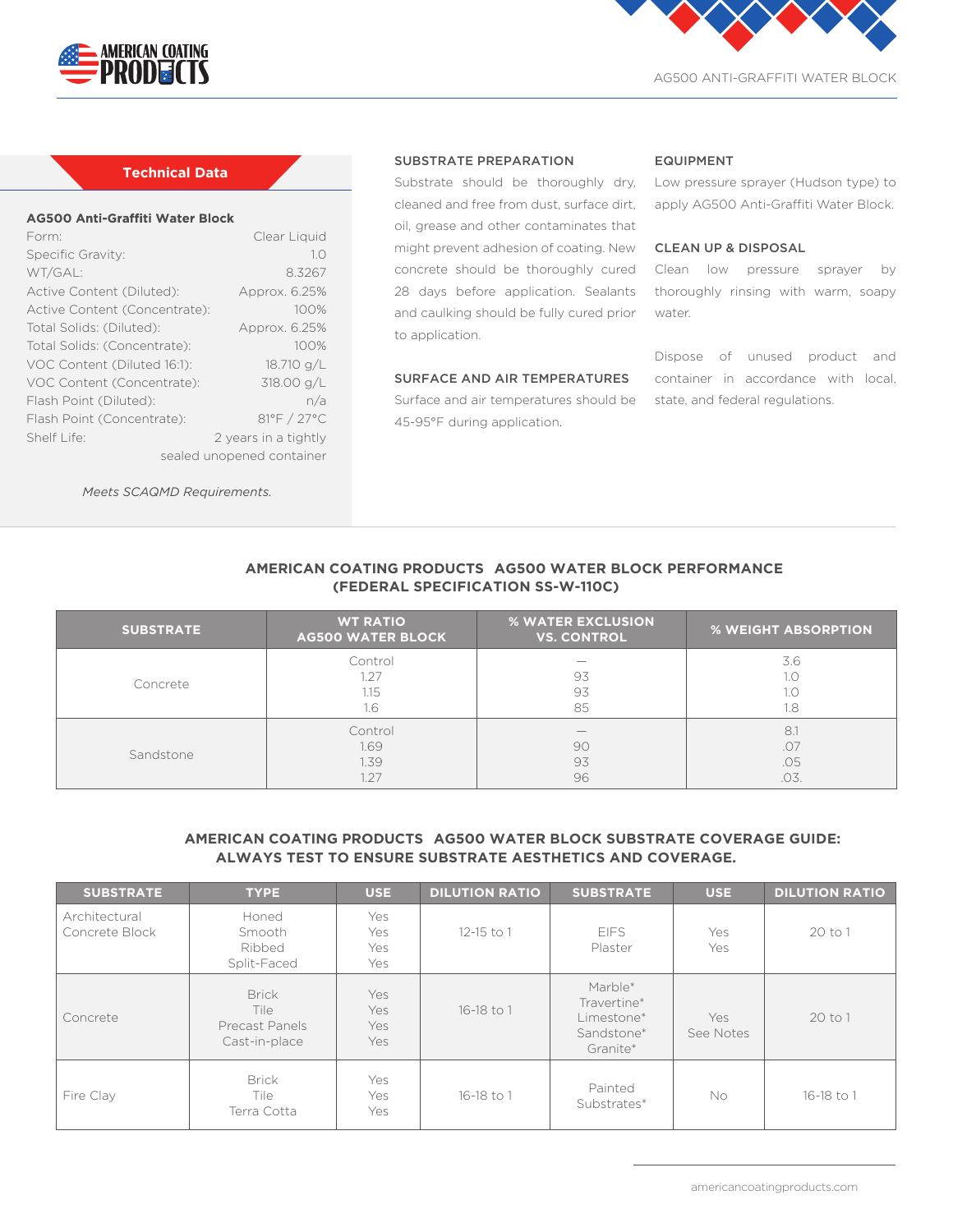## Technical Data

**AG500 Anti-Graffiti Water Block**

| | |
|---|---|
| Form: | Clear Liquid |
| Specific Gravity: | 1.0 |
| WT/GAL: | 8.3267 |
| Active Content (Diluted): | Approx. 6.25% |
| Active Content (Concentrate): | 100% |
| Total Solids: (Diluted): | Approx. 6.25% |
| Total Solids: (Concentrate): | 100% |
| VOC Content (Diluted 16:1): | 18.710 g/L |
| VOC Content (Concentrate): | 318.00 g/L |
| Flash Point (Diluted): | n/a |
| Flash Point (Concentrate): | 81°F / 27°C |
| Shelf Life: | 2 years in a tightly sealed unopened container |

*Meets SCAQMD Requirements.*

### SUBSTRATE PREPARATION

Substrate should be thoroughly dry, cleaned and free from dust, surface dirt, oil, grease and other contaminates that might prevent adhesion of coating. New concrete should be thoroughly cured 28 days before application. Sealants and caulking should be fully cured prior to application.

### SURFACE AND AIR TEMPERATURES

Surface and air temperatures should be 45-95°F during application.

### EQUIPMENT

Low pressure sprayer (Hudson type) to apply AG500 Anti-Graffiti Water Block.

### CLEAN UP & DISPOSAL

Clean low pressure sprayer by thoroughly rinsing with warm, soapy water.

Dispose of unused product and container in accordance with local, state, and federal regulations.

### AMERICAN COATING PRODUCTS AG500 WATER BLOCK PERFORMANCE (FEDERAL SPECIFICATION SS-W-110C)

| SUBSTRATE | WT RATIO AG500 WATER BLOCK | % WATER EXCLUSION VS. CONTROL | % WEIGHT ABSORPTION |
|---|---|---|---|
| Concrete | Control | — | 3.6 |
| | 1.27 | 93 | 1.0 |
| | 1.15 | 93 | 1.0 |
| | 1.6 | 85 | 1.8 |
| Sandstone | Control | — | 8.1 |
| | 1.69 | 90 | .07 |
| | 1.39 | 93 | .05 |
| | 1.27 | 96 | .03. |

### AMERICAN COATING PRODUCTS AG500 WATER BLOCK SUBSTRATE COVERAGE GUIDE: ALWAYS TEST TO ENSURE SUBSTRATE AESTHETICS AND COVERAGE.

| SUBSTRATE | TYPE | USE | DILUTION RATIO | SUBSTRATE | USE | DILUTION RATIO |
|---|---|---|---|---|---|---|
| Architectural Concrete Block | Honed<br>Smooth<br>Ribbed<br>Split-Faced | Yes<br>Yes<br>Yes<br>Yes | 12-15 to 1 | EIFS<br>Plaster | Yes<br>Yes | 20 to 1 |
| Concrete | Brick<br>Tile<br>Precast Panels<br>Cast-in-place | Yes<br>Yes<br>Yes<br>Yes | 16-18 to 1 | Marble*<br>Travertine*<br>Limestone*<br>Sandstone*<br>Granite* | Yes<br>See Notes | 20 to 1 |
| Fire Clay | Brick<br>Tile<br>Terra Cotta | Yes<br>Yes<br>Yes | 16-18 to 1 | Painted Substrates* | No | 16-18 to 1 |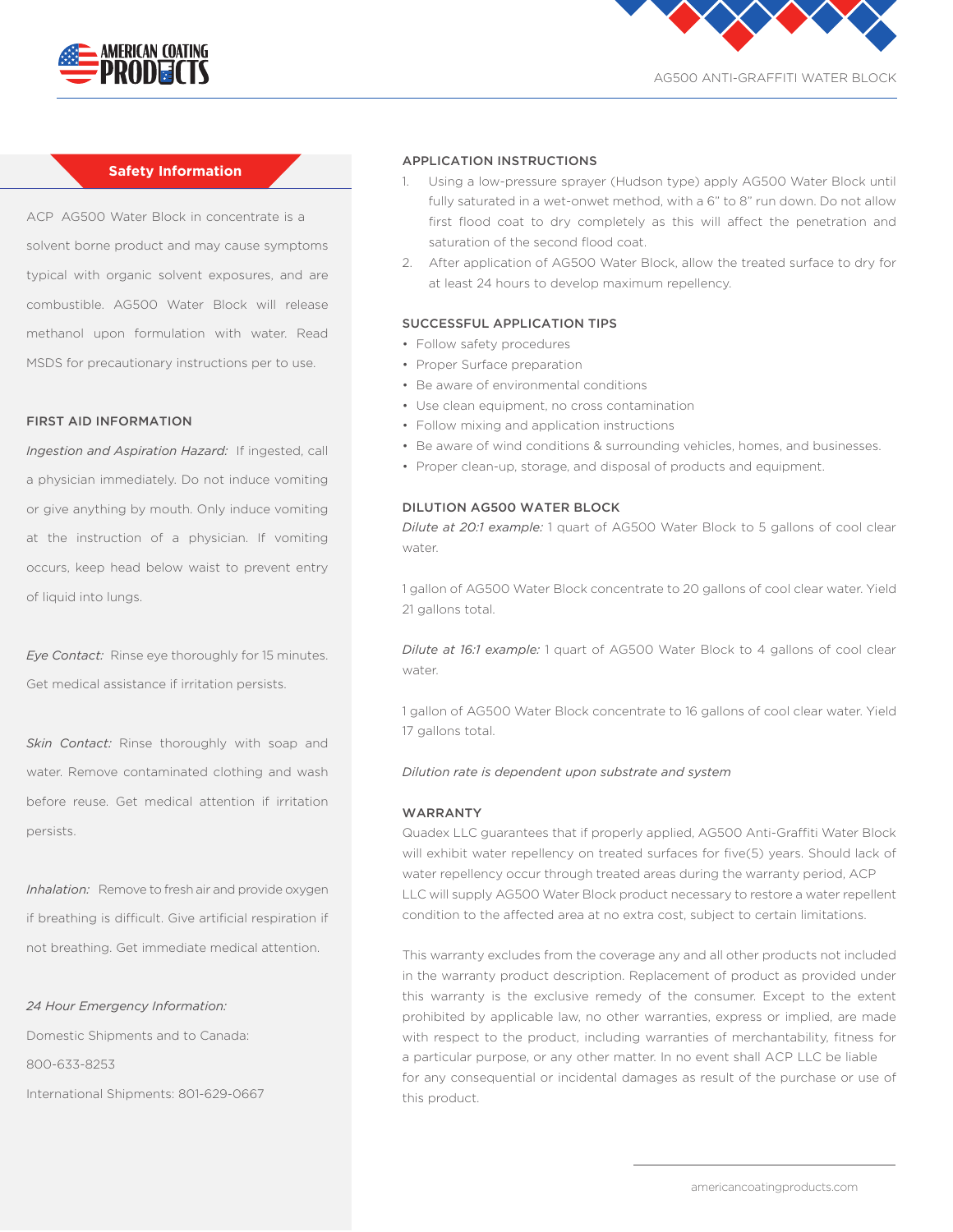## Safety Information

ACP AG500 Water Block in concentrate is a solvent borne product and may cause symptoms typical with organic solvent exposures, and are combustible. AG500 Water Block will release methanol upon formulation with water. Read MSDS for precautionary instructions per to use.

### FIRST AID INFORMATION

*Ingestion and Aspiration Hazard:* If ingested, call a physician immediately. Do not induce vomiting or give anything by mouth. Only induce vomiting at the instruction of a physician. If vomiting occurs, keep head below waist to prevent entry of liquid into lungs.

*Eye Contact:* Rinse eye thoroughly for 15 minutes. Get medical assistance if irritation persists.

*Skin Contact:* Rinse thoroughly with soap and water. Remove contaminated clothing and wash before reuse. Get medical attention if irritation persists.

*Inhalation:* Remove to fresh air and provide oxygen if breathing is difficult. Give artificial respiration if not breathing. Get immediate medical attention.

*24 Hour Emergency Information:*

Domestic Shipments and to Canada:

800-633-8253

International Shipments: 801-629-0667

### APPLICATION INSTRUCTIONS

1. Using a low-pressure sprayer (Hudson type) apply AG500 Water Block until fully saturated in a wet-onwet method, with a 6" to 8" run down. Do not allow first flood coat to dry completely as this will affect the penetration and saturation of the second flood coat.
2. After application of AG500 Water Block, allow the treated surface to dry for at least 24 hours to develop maximum repellency.

### SUCCESSFUL APPLICATION TIPS

- Follow safety procedures
- Proper Surface preparation
- Be aware of environmental conditions
- Use clean equipment, no cross contamination
- Follow mixing and application instructions
- Be aware of wind conditions & surrounding vehicles, homes, and businesses.
- Proper clean-up, storage, and disposal of products and equipment.

### DILUTION AG500 WATER BLOCK

*Dilute at 20:1 example:* 1 quart of AG500 Water Block to 5 gallons of cool clear water.

1 gallon of AG500 Water Block concentrate to 20 gallons of cool clear water. Yield 21 gallons total.

*Dilute at 16:1 example:* 1 quart of AG500 Water Block to 4 gallons of cool clear water.

1 gallon of AG500 Water Block concentrate to 16 gallons of cool clear water. Yield 17 gallons total.

*Dilution rate is dependent upon substrate and system*

### WARRANTY

Quadex LLC guarantees that if properly applied, AG500 Anti-Graffiti Water Block will exhibit water repellency on treated surfaces for five(5) years. Should lack of water repellency occur through treated areas during the warranty period, ACP LLC will supply AG500 Water Block product necessary to restore a water repellent condition to the affected area at no extra cost, subject to certain limitations.

This warranty excludes from the coverage any and all other products not included in the warranty product description. Replacement of product as provided under this warranty is the exclusive remedy of the consumer. Except to the extent prohibited by applicable law, no other warranties, express or implied, are made with respect to the product, including warranties of merchantability, fitness for a particular purpose, or any other matter. In no event shall ACP LLC be liable for any consequential or incidental damages as result of the purchase or use of this product.